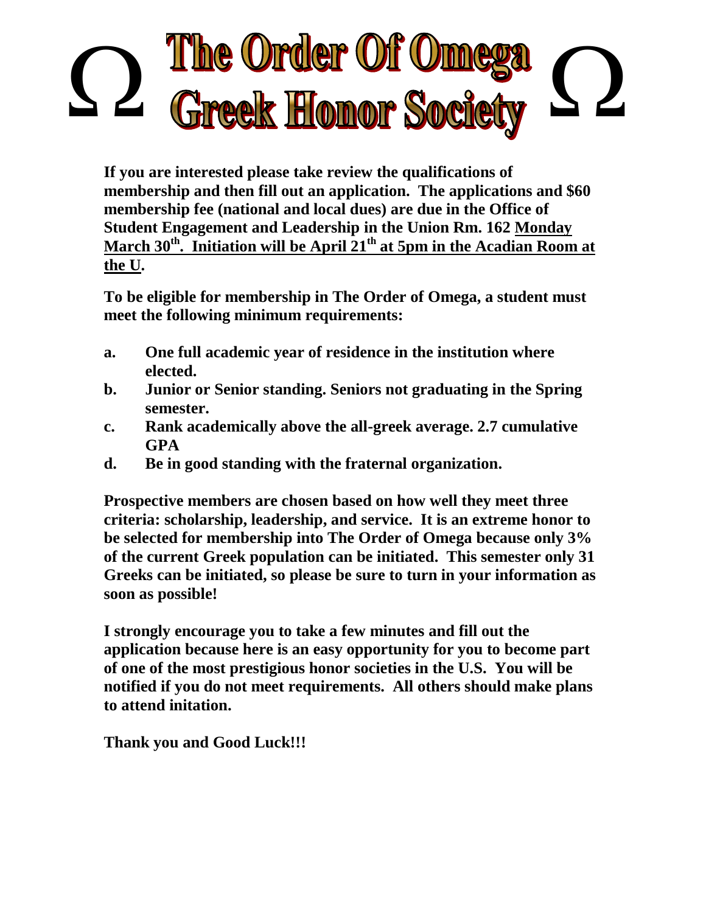# Ω The Order Of Omega Greek Honor Society Ω

**If you are interested please take review the qualifications of membership and then fill out an application. The applications and $60 membership fee (national and local dues) are due in the Office of Student Engagement and Leadership in the Union Rm. 162 <u>Monday March 30th. Initiation will be April 21th at 5pm in the Acadian Room at the U</u>.**

**To be eligible for membership in The Order of Omega, a student must meet the following minimum requirements:**

**a. One full academic year of residence in the institution where elected.**
**b. Junior or Senior standing. Seniors not graduating in the Spring semester.**
**c. Rank academically above the all-greek average. 2.7 cumulative GPA**
**d. Be in good standing with the fraternal organization.**

**Prospective members are chosen based on how well they meet three criteria: scholarship, leadership, and service. It is an extreme honor to be selected for membership into The Order of Omega because only 3% of the current Greek population can be initiated. This semester only 31 Greeks can be initiated, so please be sure to turn in your information as soon as possible!**

**I strongly encourage you to take a few minutes and fill out the application because here is an easy opportunity for you to become part of one of the most prestigious honor societies in the U.S. You will be notified if you do not meet requirements. All others should make plans to attend initation.**

**Thank you and Good Luck!!!**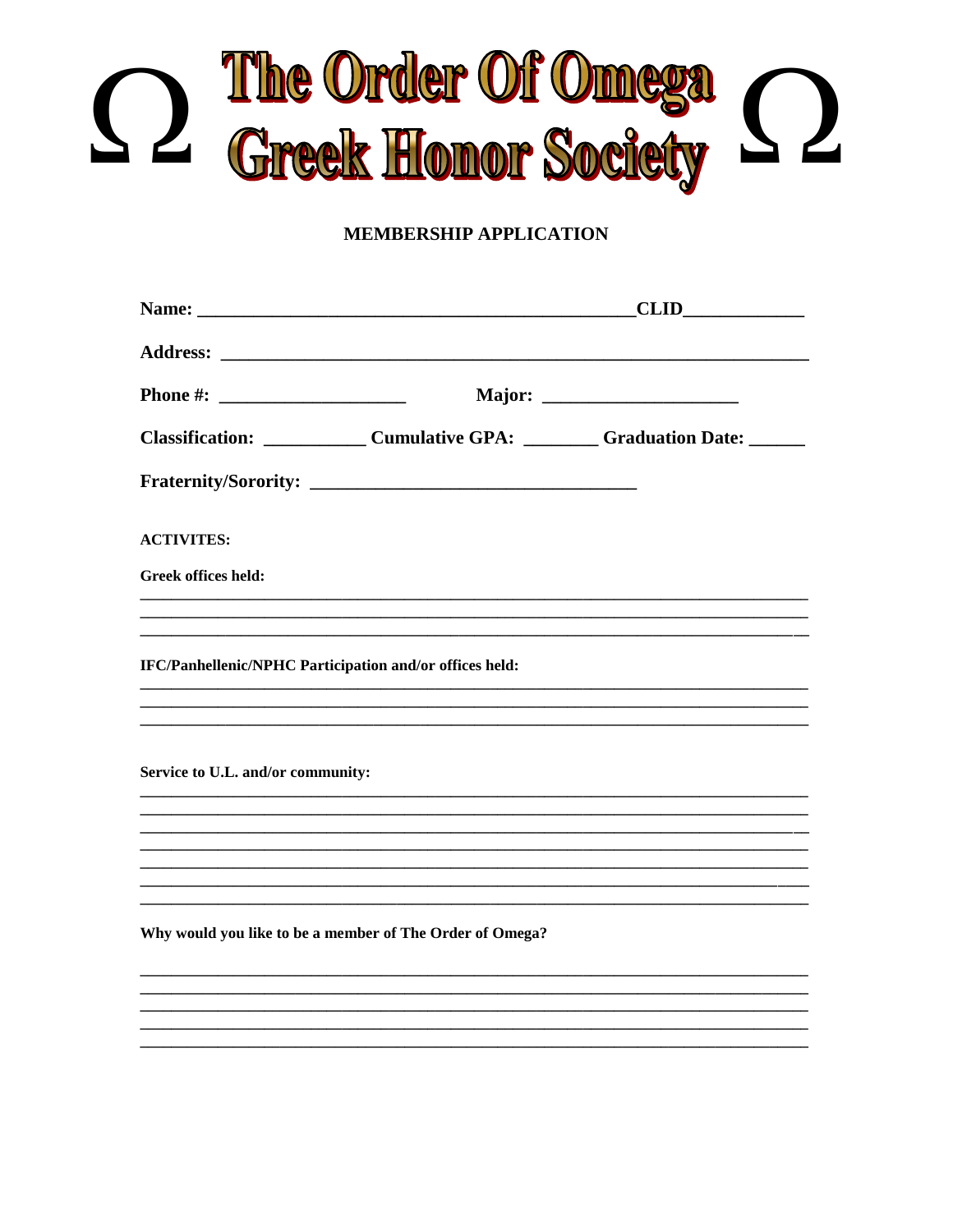# Ω The Order Of Omega Greek Honor Society Ω

## MEMBERSHIP APPLICATION

**Name:** _______________________________________________ **CLID**____________

**Address:** ________________________________________________________________

**Phone #:** ___________________ **Major:** ____________________

**Classification:** __________ **Cumulative GPA:** _______ **Graduation Date:** ______

**Fraternity/Sorority:** ________________________________

**ACTIVITES:**

**Greek offices held:**

_____________________________________________________________________________
_____________________________________________________________________________
_____________________________________________________________________________

**IFC/Panhellenic/NPHC Participation and/or offices held:**

_____________________________________________________________________________
_____________________________________________________________________________
_____________________________________________________________________________

**Service to U.L. and/or community:**

_____________________________________________________________________________
_____________________________________________________________________________
_____________________________________________________________________________
_____________________________________________________________________________
_____________________________________________________________________________
_____________________________________________________________________________
_____________________________________________________________________________

**Why would you like to be a member of The Order of Omega?**

_____________________________________________________________________________
_____________________________________________________________________________
_____________________________________________________________________________
_____________________________________________________________________________
_____________________________________________________________________________